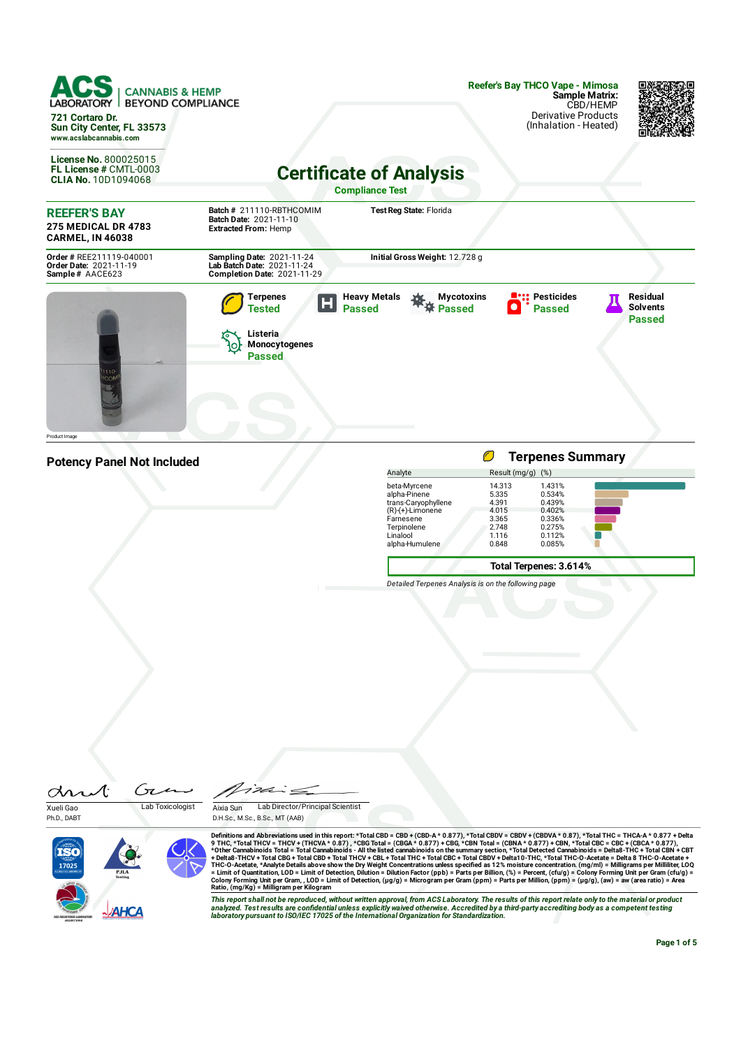**ACS LABORATORY** | CANNABIS & HEMP BEYOND COMPLIANCE

721 Cortaro Dr.
Sun City Center, FL 33573
www.acslabcannabis.com

**License No.** 800025015
**FL License #** CMTL-0003
**CLIA No.** 10D1094068

**Reefer's Bay THCO Vape - Mimosa**
**Sample Matrix:** CBD/HEMP
Derivative Products
(Inhalation - Heated)

# Certificate of Analysis

**Compliance Test**

**REEFER'S BAY**
**275 MEDICAL DR 4783**
**CARMEL, IN 46038**

**Batch #** 211110-RBTHCOMIM
**Batch Date:** 2021-11-10
**Extracted From:** Hemp

**Test Reg State:** Florida

**Order #** REE211119-040001
**Order Date:** 2021-11-19
**Sample #** AACE623

**Sampling Date:** 2021-11-24
**Lab Batch Date:** 2021-11-24
**Completion Date:** 2021-11-29

**Initial Gross Weight:** 12.728 g

Product Image

| Test | Status |
|---|---|
| Terpenes | Tested |
| Heavy Metals | Passed |
| Mycotoxins | Passed |
| Pesticides | Passed |
| Residual Solvents | Passed |
| Listeria Monocytogenes | Passed |

## Potency Panel Not Included

## Terpenes Summary

| Analyte | Result (mg/g) | (%) |
|---|---|---|
| beta-Myrcene | 14.313 | 1.431% |
| alpha-Pinene | 5.335 | 0.534% |
| trans-Caryophyllene | 4.391 | 0.439% |
| (R)-(+)-Limonene | 4.015 | 0.402% |
| Farnesene | 3.365 | 0.336% |
| Terpinolene | 2.748 | 0.275% |
| Linalool | 1.116 | 0.112% |
| alpha-Humulene | 0.848 | 0.085% |

**Total Terpenes: 3.614%**

*Detailed Terpenes Analysis is on the following page*

Xueli Gao
Ph.D., DABT
Lab Toxicologist

Aixia Sun
D.H.Sc., M.Sc., B.Sc., MT (AAB)
Lab Director/Principal Scientist

Definitions and Abbreviations used in this report: *Total CBD = CBD + (CBD-A * 0.877), *Total CBDV = CBDV + (CBDVA * 0.87), *Total THC = THCA-A * 0.877 + Delta 9 THC, *Total THCV = THCV + (THCVA * 0.87) , *CBG Total = (CBGA * 0.877) + CBG, *CBN Total = (CBNA * 0.877) + CBN, *Total CBC = CBC + (CBCA * 0.877), *Other Cannabinoids Total = Total Cannabinoids - All the listed cannabinoids on the summary section, *Total Detected Cannabinoids = Delta8-THC + Total CBN + CBT + Delta8-THCV + Total CBG + Total CBD + Total THCV + CBL + Total THC + Total CBC + Total CBDV + Delta10-THC, *Total THC-O-Acetate = Delta 8 THC-O-Acetate + THC-O-Acetate, *Analyte Details above show the Dry Weight Concentrations unless specified as 12% moisture concentration. (mg/ml) = Milligrams per Milliliter, LOQ = Limit of Quantitation, LOD = Limit of Detection, Dilution = Dilution Factor (ppb) = Parts per Billion, (%) = Percent, (cfu/g) = Colony Forming Unit per Gram (cfu/g) = Colony Forming Unit per Gram, , LOD = Limit of Detection, (µg/g) = Microgram per Gram (ppm) = Parts per Million, (ppm) = (µg/g), (aw) = aw (area ratio) = Area Ratio, (mg/Kg) = Milligram per Kilogram

*This report shall not be reproduced, without written approval, from ACS Laboratory. The results of this report relate only to the material or product analyzed. Test results are confidential unless explicitly waived otherwise. Accredited by a third-party accrediting body as a competent testing laboratory pursuant to ISO/IEC 17025 of the International Organization for Standardization.*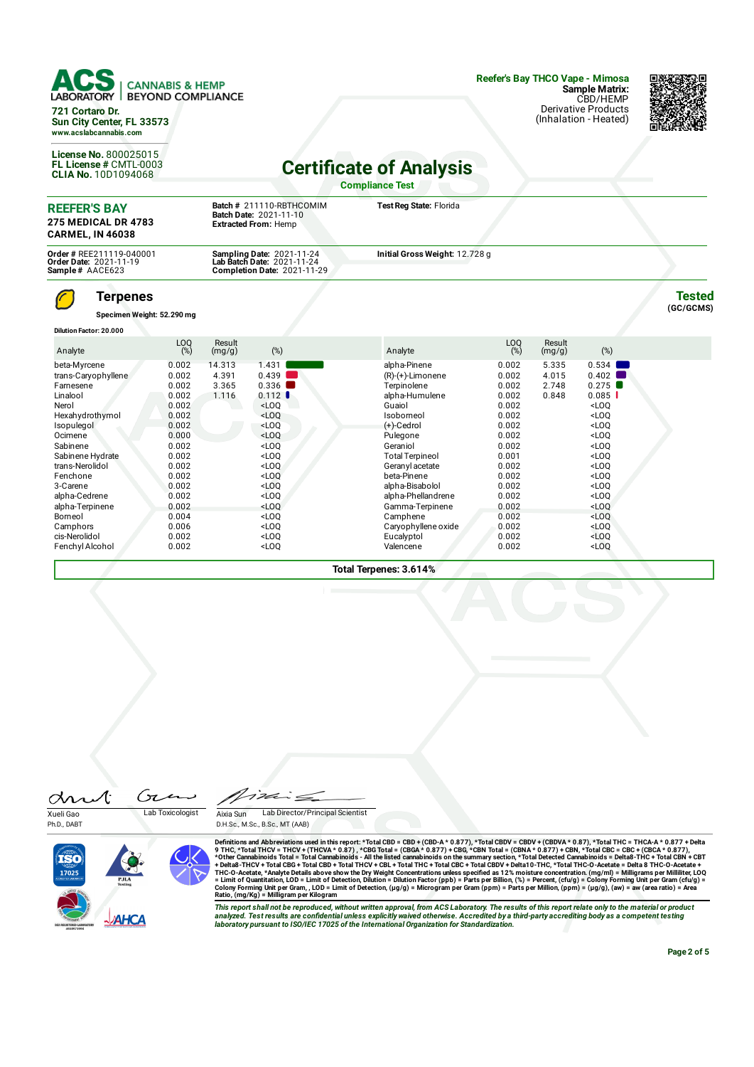ACS LABORATORY | CANNABIS & HEMP BEYOND COMPLIANCE

721 Cortaro Dr.
Sun City Center, FL 33573
www.acslabcannabis.com

License No. 800025015
FL License # CMTL-0003
CLIA No. 10D1094068

**Reefer's Bay THCO Vape - Mimosa**
**Sample Matrix:** CBD/HEMP
Derivative Products
(Inhalation - Heated)

# Certificate of Analysis

**Compliance Test**

**REEFER'S BAY**
**275 MEDICAL DR 4783**
**CARMEL, IN 46038**

**Batch #** 211110-RBTHCOMIM
**Batch Date:** 2021-11-10
**Extracted From:** Hemp

**Test Reg State:** Florida

**Order #** REE211119-040001
**Order Date:** 2021-11-19
**Sample #** AACE623

**Sampling Date:** 2021-11-24
**Lab Batch Date:** 2021-11-24
**Completion Date:** 2021-11-29

**Initial Gross Weight:** 12.728 g

## Terpenes

**Tested** (GC/GCMS)

**Specimen Weight:** 52.290 mg

**Dilution Factor:** 20.000

| Analyte | LOQ (%) | Result (mg/g) | (%) | Analyte | LOQ (%) | Result (mg/g) | (%) |
|---|---|---|---|---|---|---|---|
| beta-Myrcene | 0.002 | 14.313 | 1.431 | alpha-Pinene | 0.002 | 5.335 | 0.534 |
| trans-Caryophyllene | 0.002 | 4.391 | 0.439 | (R)-(+)-Limonene | 0.002 | 4.015 | 0.402 |
| Farnesene | 0.002 | 3.365 | 0.336 | Terpinolene | 0.002 | 2.748 | 0.275 |
| Linalool | 0.002 | 1.116 | 0.112 | alpha-Humulene | 0.002 | 0.848 | 0.085 |
| Nerol | 0.002 | | <LOQ | Guaiol | 0.002 | | <LOQ |
| Hexahydrothymol | 0.002 | | <LOQ | Isoborneol | 0.002 | | <LOQ |
| Isopulegol | 0.002 | | <LOQ | (+)-Cedrol | 0.002 | | <LOQ |
| Ocimene | 0.000 | | <LOQ | Pulegone | 0.002 | | <LOQ |
| Sabinene | 0.002 | | <LOQ | Geraniol | 0.002 | | <LOQ |
| Sabinene Hydrate | 0.002 | | <LOQ | Total Terpineol | 0.001 | | <LOQ |
| trans-Nerolidol | 0.002 | | <LOQ | Geranyl acetate | 0.002 | | <LOQ |
| Fenchone | 0.002 | | <LOQ | beta-Pinene | 0.002 | | <LOQ |
| 3-Carene | 0.002 | | <LOQ | alpha-Bisabolol | 0.002 | | <LOQ |
| alpha-Cedrene | 0.002 | | <LOQ | alpha-Phellandrene | 0.002 | | <LOQ |
| alpha-Terpinene | 0.002 | | <LOQ | Gamma-Terpinene | 0.002 | | <LOQ |
| Borneol | 0.004 | | <LOQ | Camphene | 0.002 | | <LOQ |
| Camphors | 0.006 | | <LOQ | Caryophyllene oxide | 0.002 | | <LOQ |
| cis-Nerolidol | 0.002 | | <LOQ | Eucalyptol | 0.002 | | <LOQ |
| Fenchyl Alcohol | 0.002 | | <LOQ | Valencene | 0.002 | | <LOQ |

**Total Terpenes: 3.614%**

Xueli Gao, Ph.D., DABT — Lab Toxicologist

Aixia Sun, D.H.Sc., M.Sc., B.Sc., MT (AAB) — Lab Director/Principal Scientist

**Definitions and Abbreviations used in this report:** *Total CBD = CBD + (CBD-A * 0.877), *Total CBDV = CBDV + (CBDVA * 0.87), *Total THC = THCA-A * 0.877 + Delta 9 THC, *Total THCV = THCV + (THCVA * 0.87) , *CBG Total = (CBGA * 0.877) + CBG, *CBN Total = (CBNA * 0.877) + CBN, *Total CBC = CBC + (CBCA * 0.877), *Other Cannabinoids Total = Total Cannabinoids - All the listed cannabinoids on the summary section, *Total Detected Cannabinoids = Delta8-THC + Total CBN + CBT + Delta8-THCV + Total CBG + Total CBD + Total THCV + CBL + Total THC + Total CBC + Total CBDV + Delta10-THC, *Total THC-O-Acetate = Delta 8 THC-O-Acetate + THC-O-Acetate, *Analyte Details above show the Dry Weight Concentrations unless specified as 12% moisture concentration. (mg/ml) = Milligrams per Milliliter, LOQ = Limit of Quantitation, LOD = Limit of Detection, Dilution = Dilution Factor (ppb) = Parts per Billion, (%) = Percent, (cfu/g) = Colony Forming Unit per Gram (cfu/g) = Colony Forming Unit per Gram, , LOD = Limit of Detection, (µg/g) = Microgram per Gram (ppm) = Parts per Million, (ppm) = (µg/g), (aw) = aw (area ratio) = Area Ratio, (mg/Kg) = Milligram per Kilogram

*This report shall not be reproduced, without written approval, from ACS Laboratory. The results of this report relate only to the material or product analyzed. Test results are confidential unless explicitly waived otherwise. Accredited by a third-party accrediting body as a competent testing laboratory pursuant to ISO/IEC 17025 of the International Organization for Standardization.*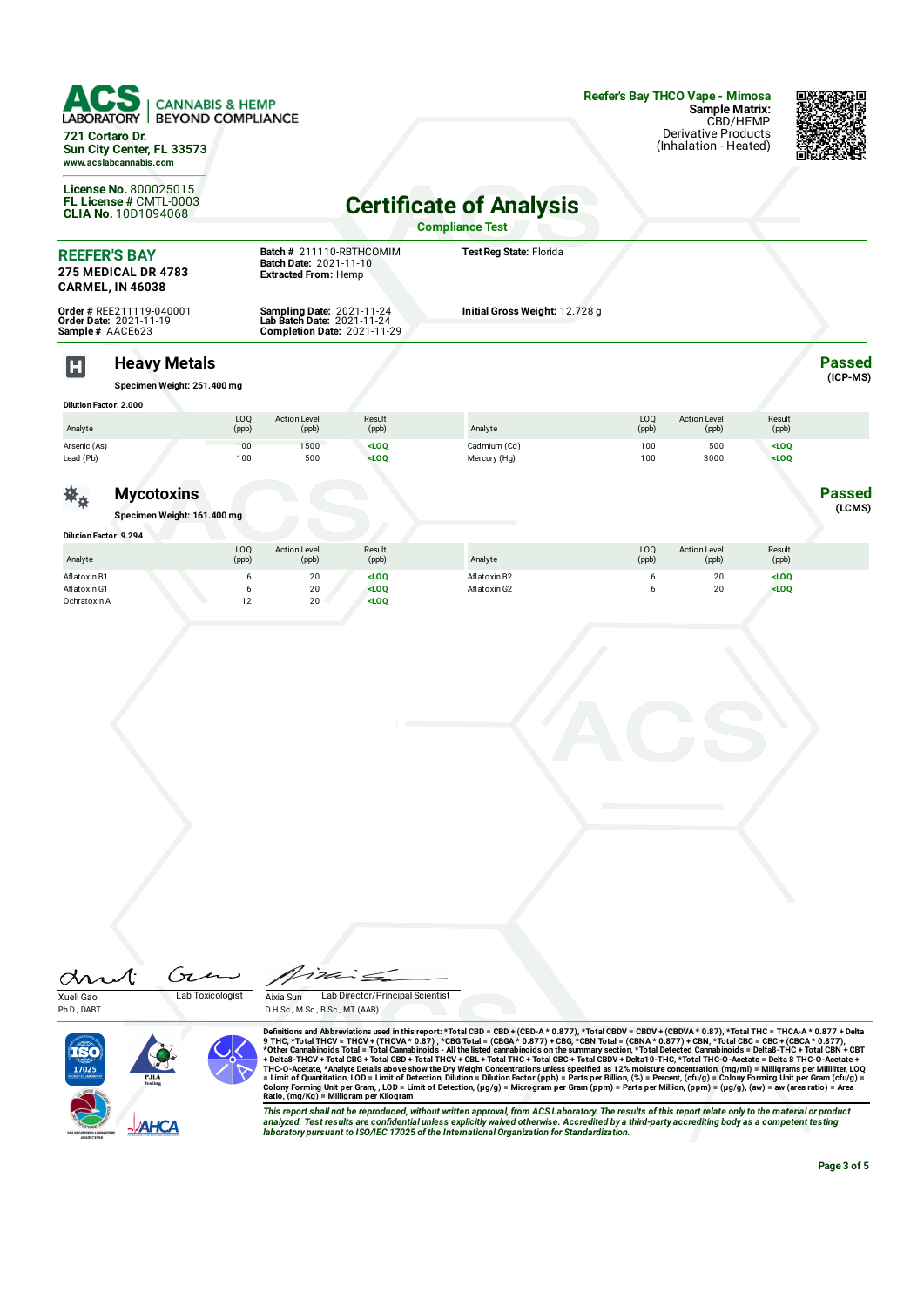**ACS LABORATORY** | CANNABIS & HEMP BEYOND COMPLIANCE

721 Cortaro Dr.
Sun City Center, FL 33573
www.acslabcannabis.com

**License No.** 800025015
**FL License #** CMTL-0003
**CLIA No.** 10D1094068

**Reefer's Bay THCO Vape - Mimosa**
**Sample Matrix:**
CBD/HEMP
Derivative Products
(Inhalation - Heated)

# Certificate of Analysis

**Compliance Test**

**REEFER'S BAY**
**275 MEDICAL DR 4783**
**CARMEL, IN 46038**

**Batch #** 211110-RBTHCOMIM
**Batch Date:** 2021-11-10
**Extracted From:** Hemp

**Test Reg State:** Florida

**Order #** REE211119-040001
**Order Date:** 2021-11-19
**Sample #** AACE623

**Sampling Date:** 2021-11-24
**Lab Batch Date:** 2021-11-24
**Completion Date:** 2021-11-29

**Initial Gross Weight:** 12.728 g

## Heavy Metals

**Passed** (ICP-MS)

**Specimen Weight: 251.400 mg**

**Dilution Factor: 2.000**

| Analyte | LOQ (ppb) | Action Level (ppb) | Result (ppb) | Analyte | LOQ (ppb) | Action Level (ppb) | Result (ppb) |
|---|---|---|---|---|---|---|---|
| Arsenic (As) | 100 | 1500 | <LOQ | Cadmium (Cd) | 100 | 500 | <LOQ |
| Lead (Pb) | 100 | 500 | <LOQ | Mercury (Hg) | 100 | 3000 | <LOQ |

## Mycotoxins

**Passed** (LCMS)

**Specimen Weight: 161.400 mg**

**Dilution Factor: 9.294**

| Analyte | LOQ (ppb) | Action Level (ppb) | Result (ppb) | Analyte | LOQ (ppb) | Action Level (ppb) | Result (ppb) |
|---|---|---|---|---|---|---|---|
| Aflatoxin B1 | 6 | 20 | <LOQ | Aflatoxin B2 | 6 | 20 | <LOQ |
| Aflatoxin G1 | 6 | 20 | <LOQ | Aflatoxin G2 | 6 | 20 | <LOQ |
| Ochratoxin A | 12 | 20 | <LOQ | | | | |

Xueli Gao, Ph.D., DABT — Lab Toxicologist

Aixia Sun, D.H.Sc., M.Sc., B.Sc., MT (AAB) — Lab Director/Principal Scientist

**Definitions and Abbreviations used in this report:** *Total CBD = CBD + (CBD-A * 0.877), *Total CBDV = CBDV + (CBDVA * 0.87), *Total THC = THCA-A * 0.877 + Delta 9 THC, *Total THCV = THCV + (THCVA * 0.87) , *CBG Total = (CBGA * 0.877) + CBG, *CBN Total = (CBNA * 0.877) + CBN, *Total CBC = CBC + (CBCA * 0.877), *Other Cannabinoids Total = Total Cannabinoids - All the listed cannabinoids on the summary section, *Total Detected Cannabinoids = Delta8-THC + Total CBN + CBT + Delta8-THCV + Total CBG + Total CBD + Total THCV + CBL + Total THC + Total CBC + Total CBDV + Delta10-THC, *Total THC-O-Acetate = Delta 8 THC-O-Acetate + THC-O-Acetate, *Analyte Details above show the Dry Weight Concentrations unless specified as 12% moisture concentration. (mg/ml) = Milligrams per Milliliter, LOQ = Limit of Quantitation, LOD = Limit of Detection, Dilution = Dilution Factor (ppb) = Parts per Billion, (%) = Percent, (cfu/g) = Colony Forming Unit per Gram (cfu/g) = Colony Forming Unit per Gram, , LOD = Limit of Detection, (μg/g) = Microgram per Gram (ppm) = Parts per Million, (ppm) = (μg/g), (aw) = aw (area ratio) = Area Ratio, (mg/Kg) = Milligram per Kilogram

*This report shall not be reproduced, without written approval, from ACS Laboratory. The results of this report relate only to the material or product analyzed. Test results are confidential unless explicitly waived otherwise. Accredited by a third-party accrediting body as a competent testing laboratory pursuant to ISO/IEC 17025 of the International Organization for Standardization.*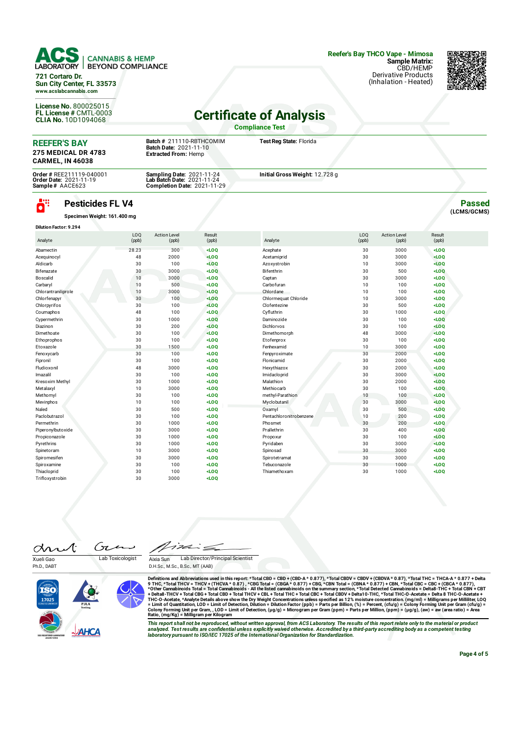**ACS LABORATORY** | CANNABIS & HEMP BEYOND COMPLIANCE

721 Cortaro Dr.
Sun City Center, FL 33573
www.acslabcannabis.com

License No. 800025015
FL License # CMTL-0003
CLIA No. 10D1094068

**Reefer's Bay THCO Vape - Mimosa**
**Sample Matrix:** CBD/HEMP Derivative Products (Inhalation - Heated)

# Certificate of Analysis

**Compliance Test**

**REEFER'S BAY**
**275 MEDICAL DR 4783**
**CARMEL, IN 46038**

**Batch #** 211110-RBTHCOMIM
**Batch Date:** 2021-11-10
**Extracted From:** Hemp

**Test Reg State:** Florida

**Order #** REE211119-040001
**Order Date:** 2021-11-19
**Sample #** AACE623

**Sampling Date:** 2021-11-24
**Lab Batch Date:** 2021-11-24
**Completion Date:** 2021-11-29

**Initial Gross Weight:** 12.728 g

## Pesticides FL V4

**Passed** (LCMS/GCMS)

**Specimen Weight: 161.400 mg**

**Dilution Factor: 9.294**

| Analyte | LOQ (ppb) | Action Level (ppb) | Result (ppb) |
|---|---|---|---|
| Abamectin | 28.23 | 300 | <LOQ |
| Acequinocyl | 48 | 2000 | <LOQ |
| Aldicarb | 30 | 100 | <LOQ |
| Bifenazate | 30 | 3000 | <LOQ |
| Boscalid | 10 | 3000 | <LOQ |
| Carbaryl | 10 | 500 | <LOQ |
| Chlorantraniliprole | 10 | 3000 | <LOQ |
| Chlorfenapyr | 30 | 100 | <LOQ |
| Chlorpyrifos | 30 | 100 | <LOQ |
| Coumaphos | 48 | 100 | <LOQ |
| Cypermethrin | 30 | 1000 | <LOQ |
| Diazinon | 30 | 200 | <LOQ |
| Dimethoate | 30 | 100 | <LOQ |
| Ethoprophos | 30 | 100 | <LOQ |
| Etoxazole | 30 | 1500 | <LOQ |
| Fenoxycarb | 30 | 100 | <LOQ |
| Fipronil | 30 | 100 | <LOQ |
| Fludioxonil | 48 | 3000 | <LOQ |
| Imazalil | 30 | 100 | <LOQ |
| Kresoxim Methyl | 30 | 1000 | <LOQ |
| Metalaxyl | 10 | 3000 | <LOQ |
| Methomyl | 30 | 100 | <LOQ |
| Mevinphos | 10 | 100 | <LOQ |
| Naled | 30 | 500 | <LOQ |
| Paclobutrazol | 30 | 100 | <LOQ |
| Permethrin | 30 | 1000 | <LOQ |
| Piperonylbutoxide | 30 | 3000 | <LOQ |
| Propiconazole | 30 | 1000 | <LOQ |
| Pyrethrins | 30 | 1000 | <LOQ |
| Spinetoram | 10 | 3000 | <LOQ |
| Spiromesifen | 30 | 3000 | <LOQ |
| Spiroxamine | 30 | 100 | <LOQ |
| Thiacloprid | 30 | 100 | <LOQ |
| Trifloxystrobin | 30 | 3000 | <LOQ |
| Acephate | 30 | 3000 | <LOQ |
| Acetamiprid | 30 | 3000 | <LOQ |
| Azoxystrobin | 10 | 3000 | <LOQ |
| Bifenthrin | 30 | 500 | <LOQ |
| Captan | 30 | 3000 | <LOQ |
| Carbofuran | 10 | 100 | <LOQ |
| Chlordane | 10 | 100 | <LOQ |
| Chlormequat Chloride | 10 | 3000 | <LOQ |
| Clofentezine | 30 | 500 | <LOQ |
| Cyfluthrin | 30 | 1000 | <LOQ |
| Daminozide | 30 | 100 | <LOQ |
| Dichlorvos | 30 | 100 | <LOQ |
| Dimethomorph | 48 | 3000 | <LOQ |
| Etofenprox | 30 | 100 | <LOQ |
| Fenhexamid | 10 | 3000 | <LOQ |
| Fenpyroximate | 30 | 2000 | <LOQ |
| Flonicamid | 30 | 2000 | <LOQ |
| Hexythiazox | 30 | 2000 | <LOQ |
| Imidacloprid | 30 | 3000 | <LOQ |
| Malathion | 30 | 2000 | <LOQ |
| Methiocarb | 30 | 100 | <LOQ |
| methyl-Parathion | 10 | 100 | <LOQ |
| Myclobutanil | 30 | 3000 | <LOQ |
| Oxamyl | 30 | 500 | <LOQ |
| Pentachloronitrobenzene | 10 | 200 | <LOQ |
| Phosmet | 30 | 200 | <LOQ |
| Prallethrin | 30 | 400 | <LOQ |
| Propoxur | 30 | 100 | <LOQ |
| Pyridaben | 30 | 3000 | <LOQ |
| Spinosad | 30 | 3000 | <LOQ |
| Spirotetramat | 30 | 3000 | <LOQ |
| Tebuconazole | 30 | 1000 | <LOQ |
| Thiamethoxam | 30 | 1000 | <LOQ |

Xueli Gao, Ph.D., DABT — Lab Toxicologist

Aixia Sun, D.H.Sc., M.Sc., B.Sc., MT (AAB) — Lab Director/Principal Scientist

**Definitions and Abbreviations used in this report:** *Total CBD = CBD + (CBD-A * 0.877), *Total CBDV = CBDV + (CBDVA * 0.87), *Total THC = THCA-A * 0.877 + Delta 9 THC, *Total THCV = THCV + (THCVA * 0.87), *CBG Total = (CBGA * 0.877) + CBG, *CBN Total = (CBNA * 0.877) + CBN, *Total CBC = CBC + (CBCA * 0.877), *Other Cannabinoids Total = Total Cannabinoids - All the listed cannabinoids on the summary section, *Total Detected Cannabinoids = Delta8-THC + Total CBN + CBT + Delta8-THCV + Total CBG + Total CBD + Total THCV + CBL + Total THC + Total CBC + Total CBDV + Delta10-THC, *Total THC-O-Acetate = Delta 8 THC-O-Acetate + THC-O-Acetate, *Analyte Details above show the Dry Weight Concentrations unless specified as 12% moisture concentration. (mg/ml) = Milligrams per Milliliter, LOQ = Limit of Quantitation, LOD = Limit of Detection, Dilution = Dilution Factor (ppb) = Parts per Billion, (%) = Percent, (cfu/g) = Colony Forming Unit per Gram (cfu/g) = Colony Forming Unit per Gram, , LOD = Limit of Detection, (µg/g) = Microgram per Gram (ppm) = Parts per Million, (ppm) = (µg/g), (aw) = aw (area ratio) = Area Ratio, (mg/Kg) = Milligram per Kilogram

*This report shall not be reproduced, without written approval, from ACS Laboratory. The results of this report relate only to the material or product analyzed. Test results are confidential unless explicitly waived otherwise. Accredited by a third-party accrediting body as a competent testing laboratory pursuant to ISO/IEC 17025 of the International Organization for Standardization.*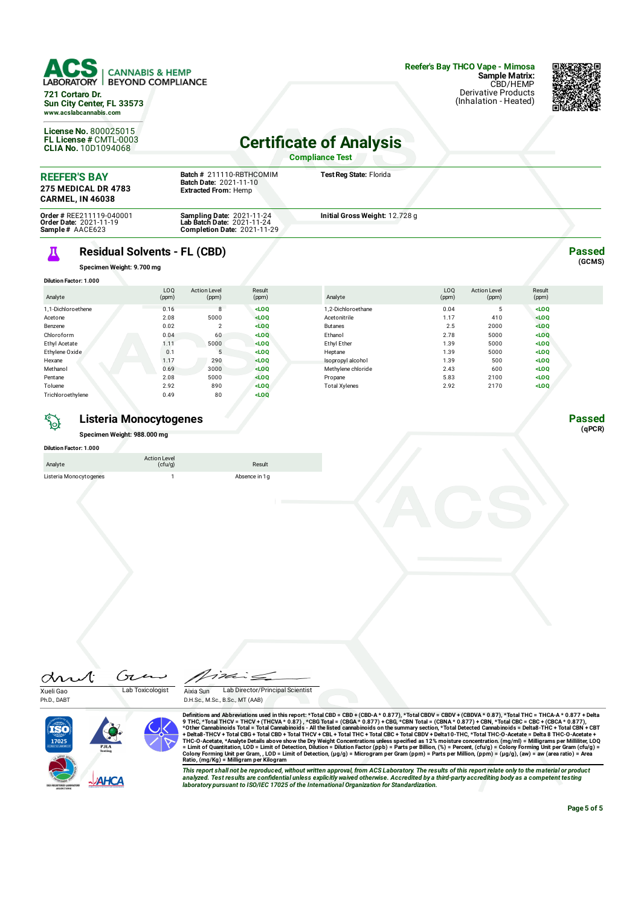**ACS LABORATORY** | CANNABIS & HEMP BEYOND COMPLIANCE

721 Cortaro Dr.
Sun City Center, FL 33573
www.acslabcannabis.com

License No. 800025015
FL License # CMTL-0003
CLIA No. 10D1094068

**Reefer's Bay THCO Vape - Mimosa**
**Sample Matrix:** CBD/HEMP
Derivative Products
(Inhalation - Heated)

# Certificate of Analysis

**Compliance Test**

**REEFER'S BAY**
275 MEDICAL DR 4783
CARMEL, IN 46038

**Batch #** 211110-RBTHCOMIM
**Batch Date:** 2021-11-10
**Extracted From:** Hemp

**Test Reg State:** Florida

**Order #** REE211119-040001
**Order Date:** 2021-11-19
**Sample #** AACE623

**Sampling Date:** 2021-11-24
**Lab Batch Date:** 2021-11-24
**Completion Date:** 2021-11-29

**Initial Gross Weight:** 12.728 g

## Residual Solvents - FL (CBD)

**Passed** (GCMS)

**Specimen Weight:** 9.700 mg

**Dilution Factor:** 1.000

| Analyte | LOQ (ppm) | Action Level (ppm) | Result (ppm) |
|---|---|---|---|
| 1,1-Dichloroethene | 0.16 | 8 | <LOQ |
| Acetone | 2.08 | 5000 | <LOQ |
| Benzene | 0.02 | 2 | <LOQ |
| Chloroform | 0.04 | 60 | <LOQ |
| Ethyl Acetate | 1.11 | 5000 | <LOQ |
| Ethylene Oxide | 0.1 | 5 | <LOQ |
| Hexane | 1.17 | 290 | <LOQ |
| Methanol | 0.69 | 3000 | <LOQ |
| Pentane | 2.08 | 5000 | <LOQ |
| Toluene | 2.92 | 890 | <LOQ |
| Trichloroethylene | 0.49 | 80 | <LOQ |
| 1,2-Dichloroethane | 0.04 | 5 | <LOQ |
| Acetonitrile | 1.17 | 410 | <LOQ |
| Butanes | 2.5 | 2000 | <LOQ |
| Ethanol | 2.78 | 5000 | <LOQ |
| Ethyl Ether | 1.39 | 5000 | <LOQ |
| Heptane | 1.39 | 5000 | <LOQ |
| Isopropyl alcohol | 1.39 | 500 | <LOQ |
| Methylene chloride | 2.43 | 600 | <LOQ |
| Propane | 5.83 | 2100 | <LOQ |
| Total Xylenes | 2.92 | 2170 | <LOQ |

## Listeria Monocytogenes

**Passed** (qPCR)

**Specimen Weight:** 988.000 mg

**Dilution Factor:** 1.000

| Analyte | Action Level (cfu/g) | Result |
|---|---|---|
| Listeria Monocytogenes | 1 | Absence in 1 g |

Xueli Gao, Ph.D., DABT — Lab Toxicologist

Aixia Sun, D.H.Sc., M.Sc., B.Sc., MT (AAB) — Lab Director/Principal Scientist

Definitions and Abbreviations used in this report: *Total CBD = CBD + (CBD-A * 0.877), *Total CBDV = CBDV + (CBDVA * 0.87), *Total THC = THCA-A * 0.877 + Delta 9 THC, *Total THCV = THCV + (THCVA * 0.87) , *CBG Total = (CBGA * 0.877) + CBG, *CBN Total = (CBNA * 0.877) + CBN, *Total CBC = CBC + (CBCA * 0.877), *Other Cannabinoids Total = Total Cannabinoids - All the listed cannabinoids on the summary section, *Total Detected Cannabinoids = Delta8-THC + Total CBN + CBT + Delta8-THCV + Total CBG + Total CBD + Total THCV + CBL + Total THC + Total CBC + Total CBDV + Delta10-THC, *Total THC-O-Acetate = Delta 8 THC-O-Acetate + THC-O-Acetate, *Analyte Details above show the Dry Weight Concentrations unless specified as 12% moisture concentration. (mg/ml) = Milligrams per Milliliter, LOQ = Limit of Quantitation, LOD = Limit of Detection, Dilution = Dilution Factor (ppb) = Parts per Billion, (%) = Percent, (cfu/g) = Colony Forming Unit per Gram (cfu/g) = Colony Forming Unit per Gram, , LOD = Limit of Detection, (µg/g) = Microgram per Gram (ppm) = Parts per Million, (ppm) = (µg/g), (aw) = aw (area ratio) = Area Ratio, (mg/Kg) = Milligram per Kilogram

*This report shall not be reproduced, without written approval, from ACS Laboratory. The results of this report relate only to the material or product analyzed. Test results are confidential unless explicitly waived otherwise. Accredited by a third-party accrediting body as a competent testing laboratory pursuant to ISO/IEC 17025 of the International Organization for Standardization.*